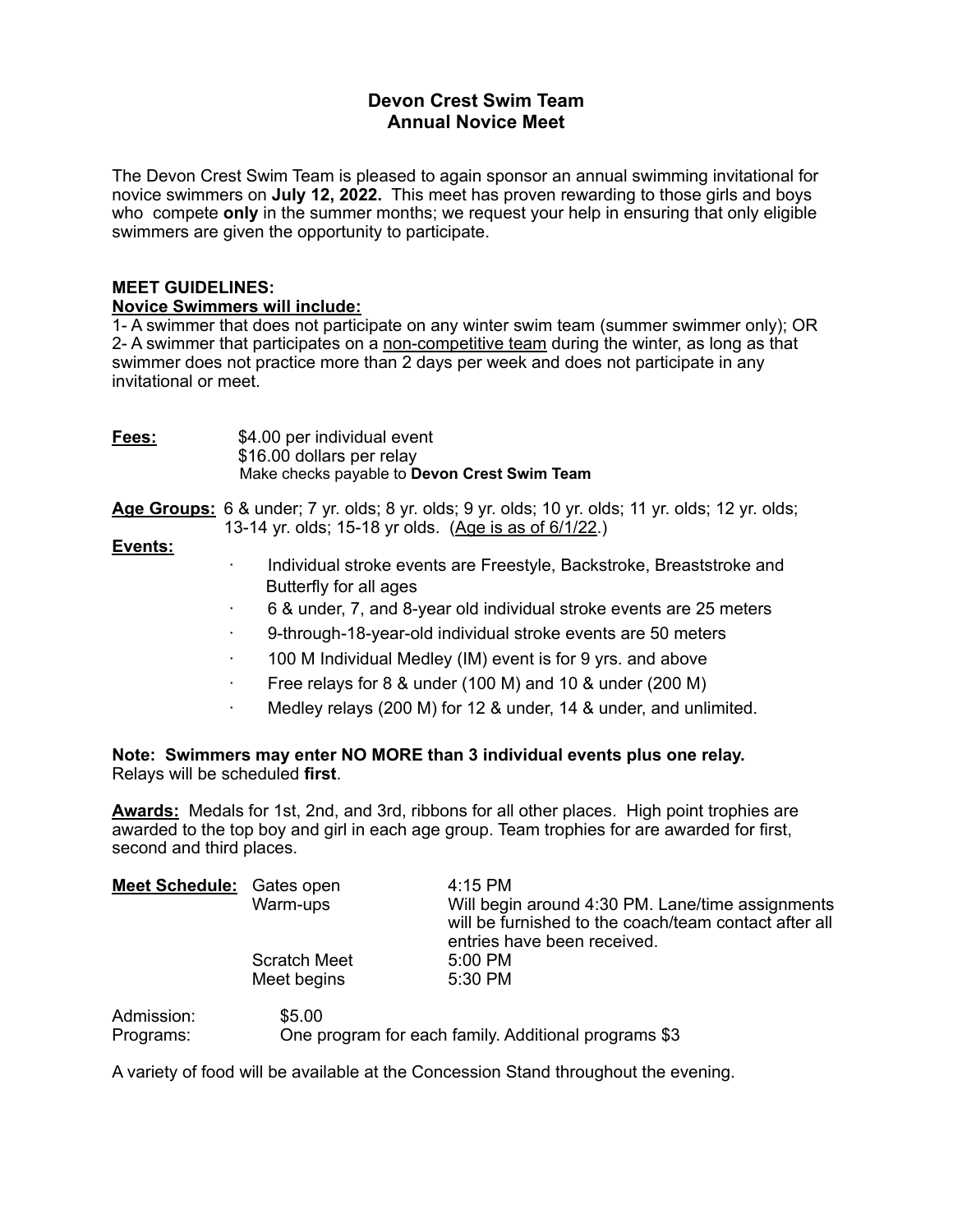# Devon Crest Swim Team
# Annual Novice Meet

The Devon Crest Swim Team is pleased to again sponsor an annual swimming invitational for novice swimmers on **July 12, 2022.** This meet has proven rewarding to those girls and boys who compete **only** in the summer months; we request your help in ensuring that only eligible swimmers are given the opportunity to participate.

**MEET GUIDELINES:**

**Novice Swimmers will include:**

1- A swimmer that does not participate on any winter swim team (summer swimmer only); OR
2- A swimmer that participates on a non-competitive team during the winter, as long as that swimmer does not practice more than 2 days per week and does not participate in any invitational or meet.

**Fees:** $4.00 per individual event
$16.00 dollars per relay
Make checks payable to **Devon Crest Swim Team**

**Age Groups:** 6 & under; 7 yr. olds; 8 yr. olds; 9 yr. olds; 10 yr. olds; 11 yr. olds; 12 yr. olds; 13-14 yr. olds; 15-18 yr olds. (Age is as of 6/1/22.)

**Events:**

- Individual stroke events are Freestyle, Backstroke, Breaststroke and Butterfly for all ages
- 6 & under, 7, and 8-year old individual stroke events are 25 meters
- 9-through-18-year-old individual stroke events are 50 meters
- 100 M Individual Medley (IM) event is for 9 yrs. and above
- Free relays for 8 & under (100 M) and 10 & under (200 M)
- Medley relays (200 M) for 12 & under, 14 & under, and unlimited.

**Note: Swimmers may enter NO MORE than 3 individual events plus one relay.**
Relays will be scheduled **first**.

**Awards:** Medals for 1st, 2nd, and 3rd, ribbons for all other places. High point trophies are awarded to the top boy and girl in each age group. Team trophies for are awarded for first, second and third places.

| **Meet Schedule:** | | |
|---|---|---|
| | Gates open | 4:15 PM |
| | Warm-ups | Will begin around 4:30 PM. Lane/time assignments will be furnished to the coach/team contact after all entries have been received. |
| | Scratch Meet | 5:00 PM |
| | Meet begins | 5:30 PM |

Admission: $5.00
Programs: One program for each family. Additional programs $3

A variety of food will be available at the Concession Stand throughout the evening.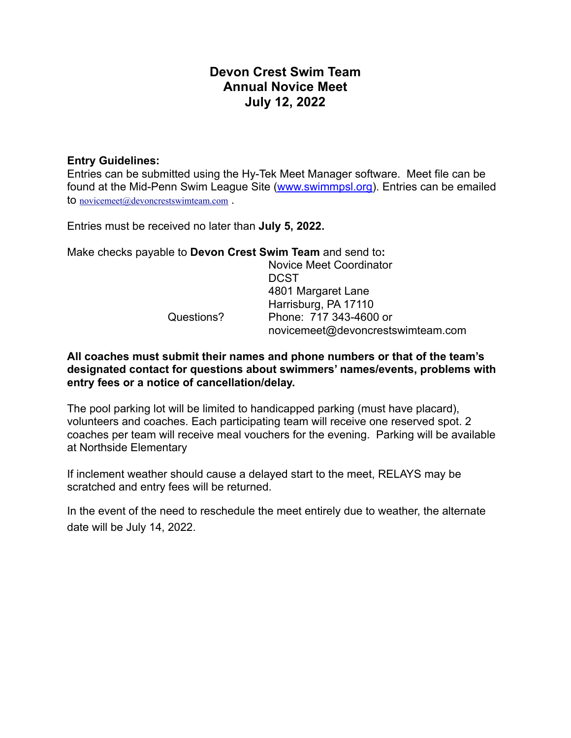# Devon Crest Swim Team
# Annual Novice Meet
# July 12, 2022

**Entry Guidelines:**
Entries can be submitted using the Hy-Tek Meet Manager software. Meet file can be found at the Mid-Penn Swim League Site (www.swimmpsl.org). Entries can be emailed to novicemeet@devoncrestswimteam.com .

Entries must be received no later than **July 5, 2022.**

Make checks payable to **Devon Crest Swim Team** and send to**:**

Novice Meet Coordinator
DCST
4801 Margaret Lane
Harrisburg, PA 17110

Questions? Phone: 717 343-4600 or
novicemeet@devoncrestswimteam.com

**All coaches must submit their names and phone numbers or that of the team's designated contact for questions about swimmers' names/events, problems with entry fees or a notice of cancellation/delay.**

The pool parking lot will be limited to handicapped parking (must have placard), volunteers and coaches. Each participating team will receive one reserved spot. 2 coaches per team will receive meal vouchers for the evening. Parking will be available at Northside Elementary

If inclement weather should cause a delayed start to the meet, RELAYS may be scratched and entry fees will be returned.

In the event of the need to reschedule the meet entirely due to weather, the alternate date will be July 14, 2022.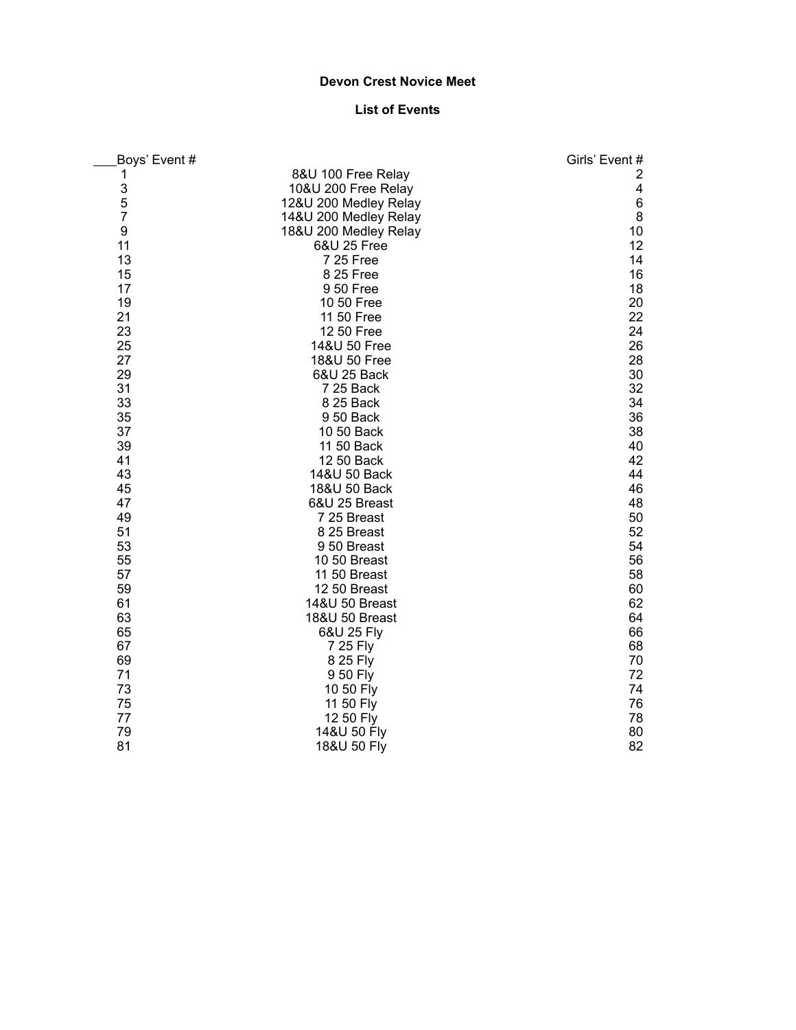**Devon Crest Novice Meet**

**List of Events**

| Boys' Event # | | Girls' Event # |
|---|---|---|
| 1 | 8&U 100 Free Relay | 2 |
| 3 | 10&U 200 Free Relay | 4 |
| 5 | 12&U 200 Medley Relay | 6 |
| 7 | 14&U 200 Medley Relay | 8 |
| 9 | 18&U 200 Medley Relay | 10 |
| 11 | 6&U 25 Free | 12 |
| 13 | 7 25 Free | 14 |
| 15 | 8 25 Free | 16 |
| 17 | 9 50 Free | 18 |
| 19 | 10 50 Free | 20 |
| 21 | 11 50 Free | 22 |
| 23 | 12 50 Free | 24 |
| 25 | 14&U 50 Free | 26 |
| 27 | 18&U 50 Free | 28 |
| 29 | 6&U 25 Back | 30 |
| 31 | 7 25 Back | 32 |
| 33 | 8 25 Back | 34 |
| 35 | 9 50 Back | 36 |
| 37 | 10 50 Back | 38 |
| 39 | 11 50 Back | 40 |
| 41 | 12 50 Back | 42 |
| 43 | 14&U 50 Back | 44 |
| 45 | 18&U 50 Back | 46 |
| 47 | 6&U 25 Breast | 48 |
| 49 | 7 25 Breast | 50 |
| 51 | 8 25 Breast | 52 |
| 53 | 9 50 Breast | 54 |
| 55 | 10 50 Breast | 56 |
| 57 | 11 50 Breast | 58 |
| 59 | 12 50 Breast | 60 |
| 61 | 14&U 50 Breast | 62 |
| 63 | 18&U 50 Breast | 64 |
| 65 | 6&U 25 Fly | 66 |
| 67 | 7 25 Fly | 68 |
| 69 | 8 25 Fly | 70 |
| 71 | 9 50 Fly | 72 |
| 73 | 10 50 Fly | 74 |
| 75 | 11 50 Fly | 76 |
| 77 | 12 50 Fly | 78 |
| 79 | 14&U 50 Fly | 80 |
| 81 | 18&U 50 Fly | 82 |